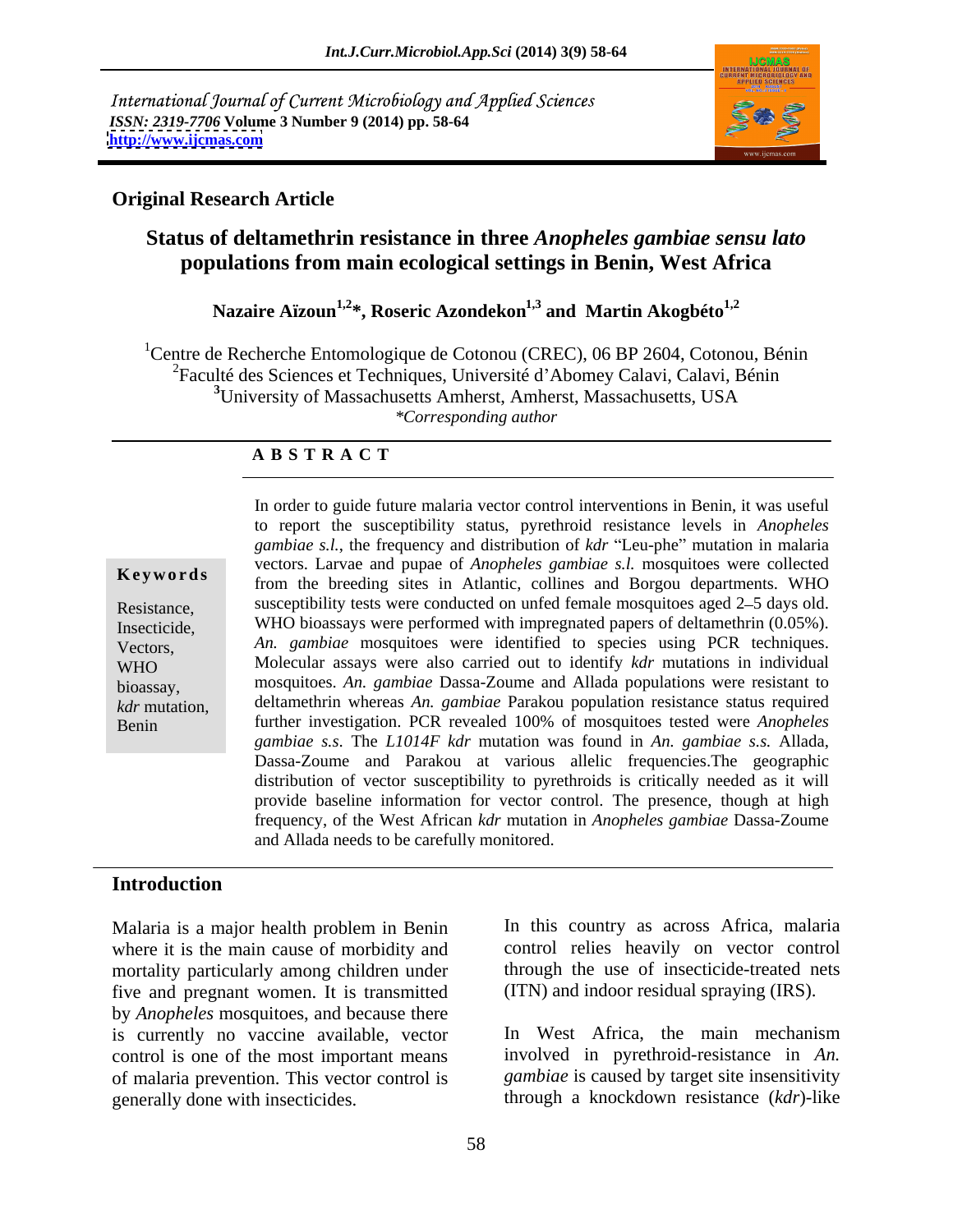International Journal of Current Microbiology and Applied Sciences
*ISSN: 2319-7706* **Volume 3 Number 9 (2014) pp. 58-64**
**http://www.ijcmas.com**

**Original Research Article**

# Status of deltamethrin resistance in three *Anopheles gambiae sensu lato* populations from main ecological settings in Benin, West Africa

**Nazaire Aïzoun[1,2]\*, Roseric Azondekon[1,3] and Martin Akogbéto[1,2]**

[1]Centre de Recherche Entomologique de Cotonou (CREC), 06 BP 2604, Cotonou, Bénin
[2]Faculté des Sciences et Techniques, Université d'Abomey Calavi, Calavi, Bénin
[3]University of Massachusetts Amherst, Amherst, Massachusetts, USA
*\*Corresponding author*

## ABSTRACT

**Keywords**

Resistance, Insecticide, Vectors, WHO bioassay, *kdr* mutation, Benin

In order to guide future malaria vector control interventions in Benin, it was useful to report the susceptibility status, pyrethroid resistance levels in *Anopheles gambiae s.l.*, the frequency and distribution of *kdr* "Leu-phe" mutation in malaria vectors. Larvae and pupae of *Anopheles gambiae s.l.* mosquitoes were collected from the breeding sites in Atlantic, collines and Borgou departments. WHO susceptibility tests were conducted on unfed female mosquitoes aged 2–5 days old. WHO bioassays were performed with impregnated papers of deltamethrin (0.05%). *An. gambiae* mosquitoes were identified to species using PCR techniques. Molecular assays were also carried out to identify *kdr* mutations in individual mosquitoes. *An. gambiae* Dassa-Zoume and Allada populations were resistant to deltamethrin whereas *An. gambiae* Parakou population resistance status required further investigation. PCR revealed 100% of mosquitoes tested were *Anopheles gambiae s.s*. The *L1014F kdr* mutation was found in *An. gambiae s.s.* Allada, Dassa-Zoume and Parakou at various allelic frequencies.The geographic distribution of vector susceptibility to pyrethroids is critically needed as it will provide baseline information for vector control. The presence, though at high frequency, of the West African *kdr* mutation in *Anopheles gambiae* Dassa-Zoume and Allada needs to be carefully monitored.

## Introduction

Malaria is a major health problem in Benin where it is the main cause of morbidity and mortality particularly among children under five and pregnant women. It is transmitted by *Anopheles* mosquitoes, and because there is currently no vaccine available, vector control is one of the most important means of malaria prevention. This vector control is generally done with insecticides.

In this country as across Africa, malaria control relies heavily on vector control through the use of insecticide-treated nets (ITN) and indoor residual spraying (IRS).

In West Africa, the main mechanism involved in pyrethroid-resistance in *An. gambiae* is caused by target site insensitivity through a knockdown resistance (*kdr*)-like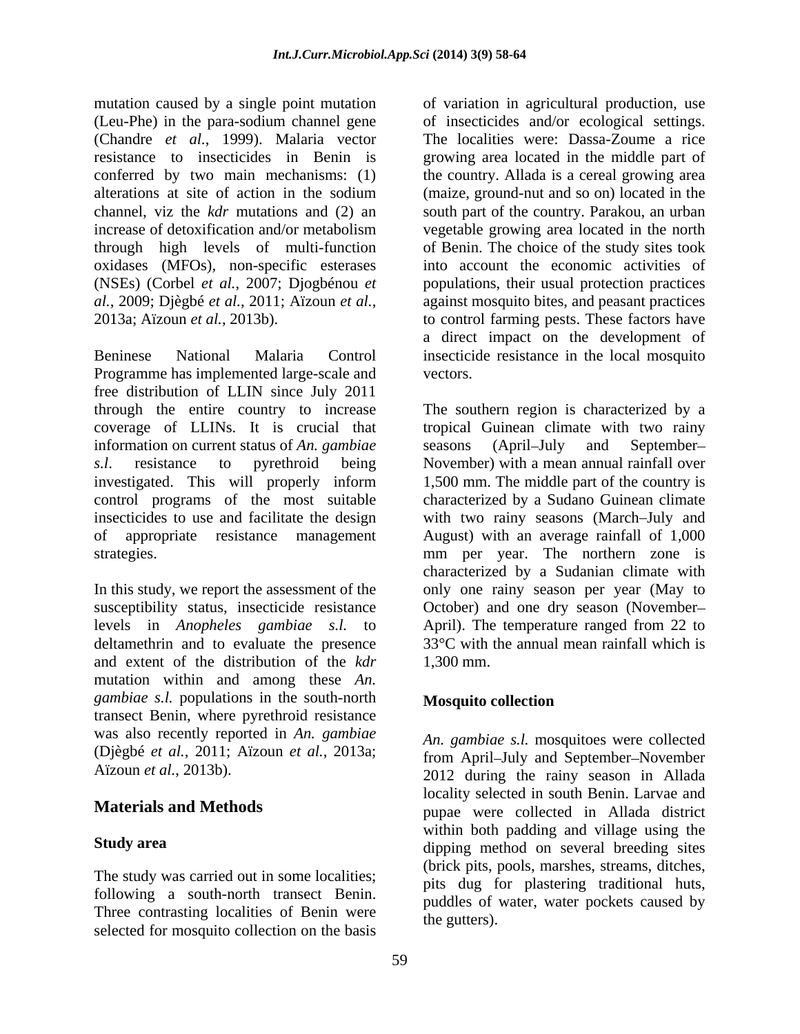mutation caused by a single point mutation (Leu-Phe) in the para-sodium channel gene (Chandre *et al.*, 1999). Malaria vector resistance to insecticides in Benin is conferred by two main mechanisms: (1) alterations at site of action in the sodium channel, viz the *kdr* mutations and (2) an increase of detoxification and/or metabolism through high levels of multi-function oxidases (MFOs), non-specific esterases (NSEs) (Corbel *et al.*, 2007; Djogbénou *et al.*, 2009; Djègbé *et al.*, 2011; Aïzoun *et al.*, 2013a; Aïzoun *et al.*, 2013b).

Beninese National Malaria Control Programme has implemented large-scale and free distribution of LLIN since July 2011 through the entire country to increase coverage of LLINs. It is crucial that information on current status of *An. gambiae s.l*. resistance to pyrethroid being investigated. This will properly inform control programs of the most suitable insecticides to use and facilitate the design of appropriate resistance management strategies.

In this study, we report the assessment of the susceptibility status, insecticide resistance levels in *Anopheles gambiae s.l.* to deltamethrin and to evaluate the presence and extent of the distribution of the *kdr* mutation within and among these *An. gambiae s.l.* populations in the south-north transect Benin, where pyrethroid resistance was also recently reported in *An. gambiae* (Djègbé *et al.*, 2011; Aïzoun *et al.*, 2013a; Aïzoun *et al.*, 2013b).

## Materials and Methods

### Study area

The study was carried out in some localities; following a south-north transect Benin. Three contrasting localities of Benin were selected for mosquito collection on the basis of variation in agricultural production, use of insecticides and/or ecological settings. The localities were: Dassa-Zoume a rice growing area located in the middle part of the country. Allada is a cereal growing area (maize, ground-nut and so on) located in the south part of the country. Parakou, an urban vegetable growing area located in the north of Benin. The choice of the study sites took into account the economic activities of populations, their usual protection practices against mosquito bites, and peasant practices to control farming pests. These factors have a direct impact on the development of insecticide resistance in the local mosquito vectors.

The southern region is characterized by a tropical Guinean climate with two rainy seasons (April–July and September–November) with a mean annual rainfall over 1,500 mm. The middle part of the country is characterized by a Sudano Guinean climate with two rainy seasons (March–July and August) with an average rainfall of 1,000 mm per year. The northern zone is characterized by a Sudanian climate with only one rainy season per year (May to October) and one dry season (November–April). The temperature ranged from 22 to 33°C with the annual mean rainfall which is 1,300 mm.

### Mosquito collection

*An. gambiae s.l.* mosquitoes were collected from April–July and September–November 2012 during the rainy season in Allada locality selected in south Benin. Larvae and pupae were collected in Allada district within both padding and village using the dipping method on several breeding sites (brick pits, pools, marshes, streams, ditches, pits dug for plastering traditional huts, puddles of water, water pockets caused by the gutters).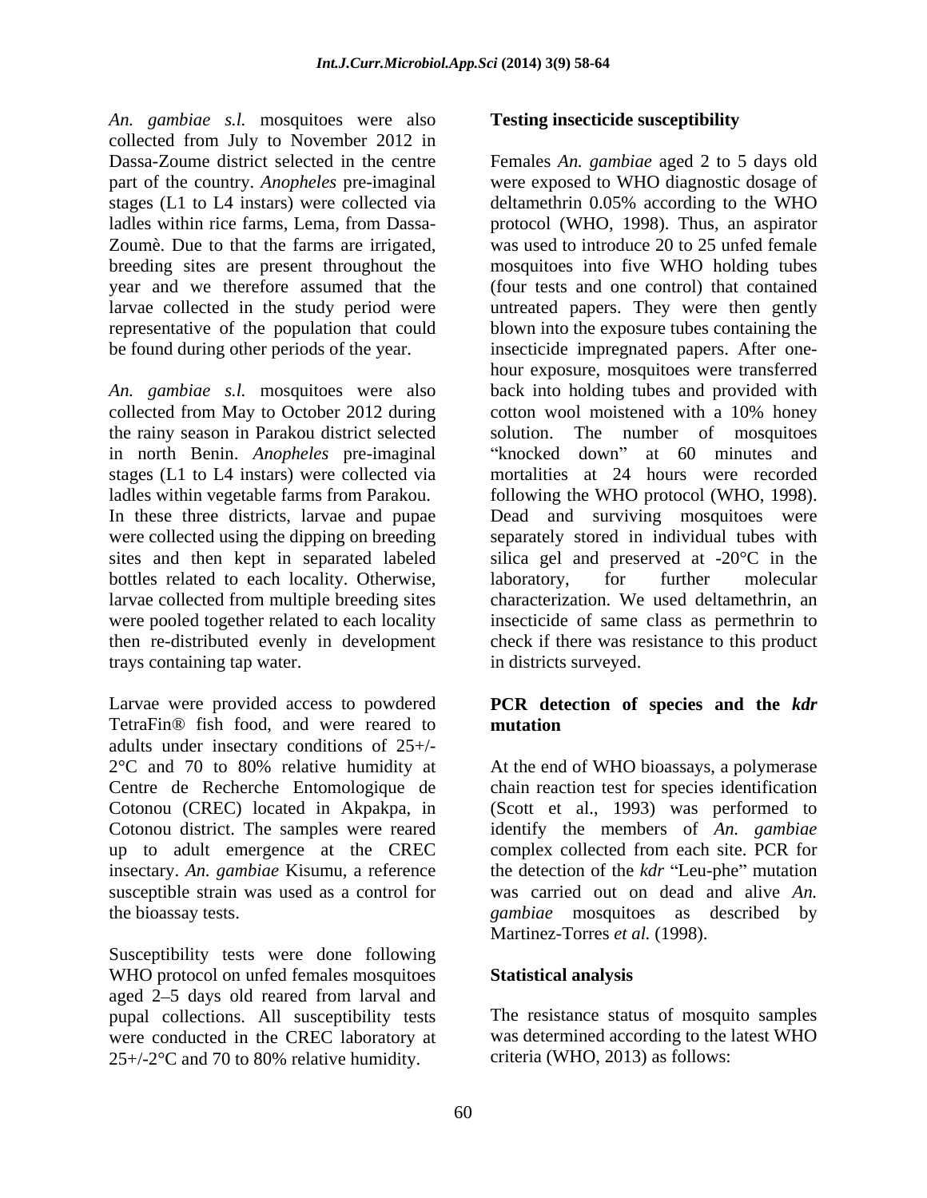*An. gambiae s.l.* mosquitoes were also collected from July to November 2012 in Dassa-Zoume district selected in the centre part of the country. *Anopheles* pre-imaginal stages (L1 to L4 instars) were collected via ladles within rice farms, Lema, from Dassa-Zoumè. Due to that the farms are irrigated, breeding sites are present throughout the year and we therefore assumed that the larvae collected in the study period were representative of the population that could be found during other periods of the year.

*An. gambiae s.l.* mosquitoes were also collected from May to October 2012 during the rainy season in Parakou district selected in north Benin. *Anopheles* pre-imaginal stages (L1 to L4 instars) were collected via ladles within vegetable farms from Parakou. In these three districts, larvae and pupae were collected using the dipping on breeding sites and then kept in separated labeled bottles related to each locality. Otherwise, larvae collected from multiple breeding sites were pooled together related to each locality then re-distributed evenly in development trays containing tap water.

Larvae were provided access to powdered TetraFin® fish food, and were reared to adults under insectary conditions of 25+/-2°C and 70 to 80% relative humidity at Centre de Recherche Entomologique de Cotonou (CREC) located in Akpakpa, in Cotonou district. The samples were reared up to adult emergence at the CREC insectary. *An. gambiae* Kisumu, a reference susceptible strain was used as a control for the bioassay tests.

Susceptibility tests were done following WHO protocol on unfed females mosquitoes aged 2–5 days old reared from larval and pupal collections. All susceptibility tests were conducted in the CREC laboratory at 25+/-2°C and 70 to 80% relative humidity.

### Testing insecticide susceptibility

Females *An. gambiae* aged 2 to 5 days old were exposed to WHO diagnostic dosage of deltamethrin 0.05% according to the WHO protocol (WHO, 1998). Thus, an aspirator was used to introduce 20 to 25 unfed female mosquitoes into five WHO holding tubes (four tests and one control) that contained untreated papers. They were then gently blown into the exposure tubes containing the insecticide impregnated papers. After one-hour exposure, mosquitoes were transferred back into holding tubes and provided with cotton wool moistened with a 10% honey solution. The number of mosquitoes "knocked down" at 60 minutes and mortalities at 24 hours were recorded following the WHO protocol (WHO, 1998). Dead and surviving mosquitoes were separately stored in individual tubes with silica gel and preserved at -20°C in the laboratory, for further molecular characterization. We used deltamethrin, an insecticide of same class as permethrin to check if there was resistance to this product in districts surveyed.

### PCR detection of species and the *kdr* mutation

At the end of WHO bioassays, a polymerase chain reaction test for species identification (Scott et al., 1993) was performed to identify the members of *An. gambiae* complex collected from each site. PCR for the detection of the *kdr* "Leu-phe" mutation was carried out on dead and alive *An. gambiae* mosquitoes as described by Martinez-Torres *et al.* (1998).

### Statistical analysis

The resistance status of mosquito samples was determined according to the latest WHO criteria (WHO, 2013) as follows: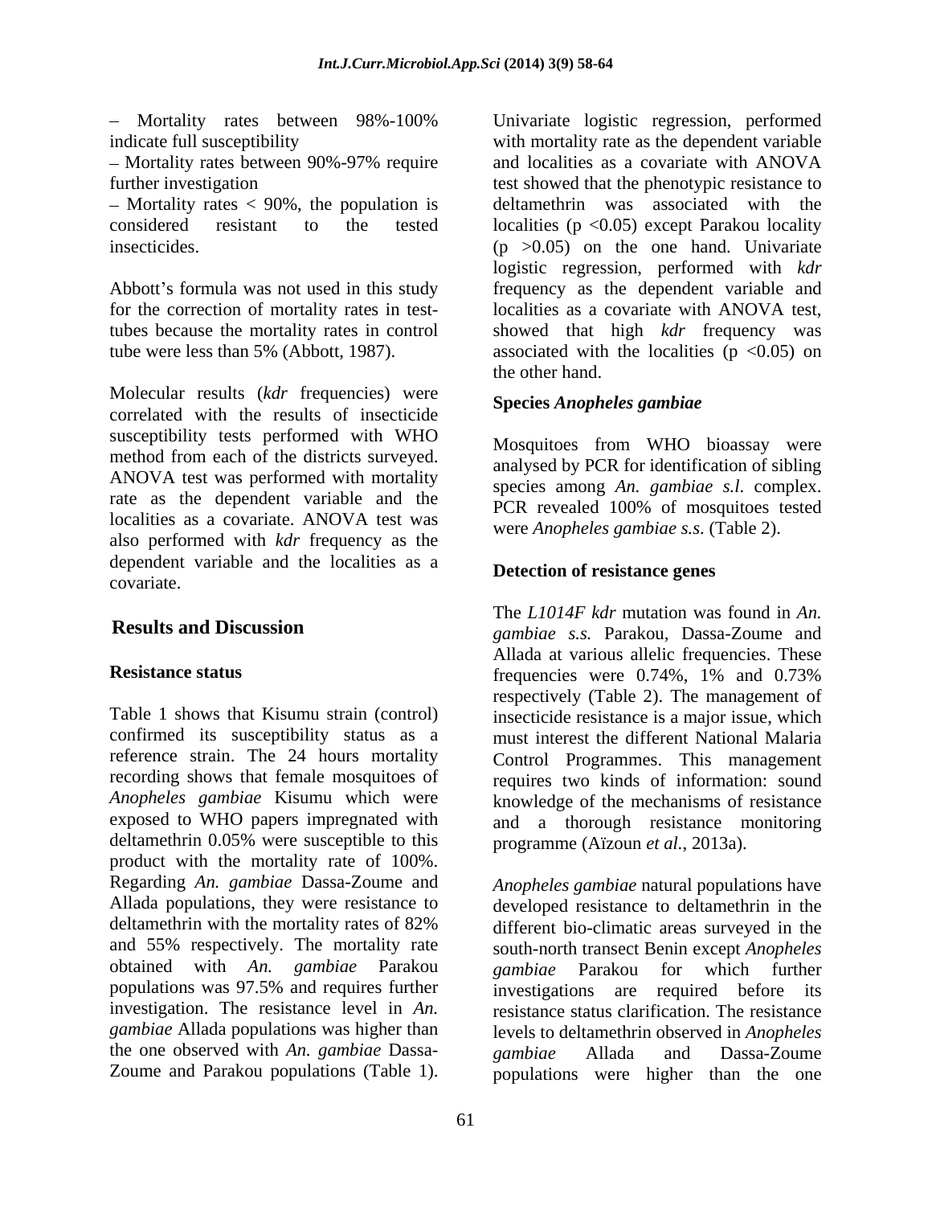– Mortality rates between 98%-100% indicate full susceptibility

– Mortality rates between 90%-97% require further investigation

– Mortality rates < 90%, the population is considered resistant to the tested insecticides.

Abbott's formula was not used in this study for the correction of mortality rates in test-tubes because the mortality rates in control tube were less than 5% (Abbott, 1987).

Molecular results (*kdr* frequencies) were correlated with the results of insecticide susceptibility tests performed with WHO method from each of the districts surveyed. ANOVA test was performed with mortality rate as the dependent variable and the localities as a covariate. ANOVA test was also performed with *kdr* frequency as the dependent variable and the localities as a covariate.

## Results and Discussion

### Resistance status

Table 1 shows that Kisumu strain (control) confirmed its susceptibility status as a reference strain. The 24 hours mortality recording shows that female mosquitoes of *Anopheles gambiae* Kisumu which were exposed to WHO papers impregnated with deltamethrin 0.05% were susceptible to this product with the mortality rate of 100%. Regarding *An. gambiae* Dassa-Zoume and Allada populations, they were resistance to deltamethrin with the mortality rates of 82% and 55% respectively. The mortality rate obtained with *An. gambiae* Parakou populations was 97.5% and requires further investigation. The resistance level in *An. gambiae* Allada populations was higher than the one observed with *An. gambiae* Dassa-Zoume and Parakou populations (Table 1).

Univariate logistic regression, performed with mortality rate as the dependent variable and localities as a covariate with ANOVA test showed that the phenotypic resistance to deltamethrin was associated with the localities ($p < 0.05$) except Parakou locality ($p > 0.05$) on the one hand. Univariate logistic regression, performed with *kdr* frequency as the dependent variable and localities as a covariate with ANOVA test, showed that high *kdr* frequency was associated with the localities ($p < 0.05$) on the other hand.

### Species *Anopheles gambiae*

Mosquitoes from WHO bioassay were analysed by PCR for identification of sibling species among *An. gambiae s.l.* complex. PCR revealed 100% of mosquitoes tested were *Anopheles gambiae s.s.* (Table 2).

### Detection of resistance genes

The *L1014F kdr* mutation was found in *An. gambiae s.s.* Parakou, Dassa-Zoume and Allada at various allelic frequencies. These frequencies were 0.74%, 1% and 0.73% respectively (Table 2). The management of insecticide resistance is a major issue, which must interest the different National Malaria Control Programmes. This management requires two kinds of information: sound knowledge of the mechanisms of resistance and a thorough resistance monitoring programme (Aïzoun *et al.*, 2013a).

*Anopheles gambiae* natural populations have developed resistance to deltamethrin in the different bio-climatic areas surveyed in the south-north transect Benin except *Anopheles gambiae* Parakou for which further investigations are required before its resistance status clarification. The resistance levels to deltamethrin observed in *Anopheles gambiae* Allada and Dassa-Zoume populations were higher than the one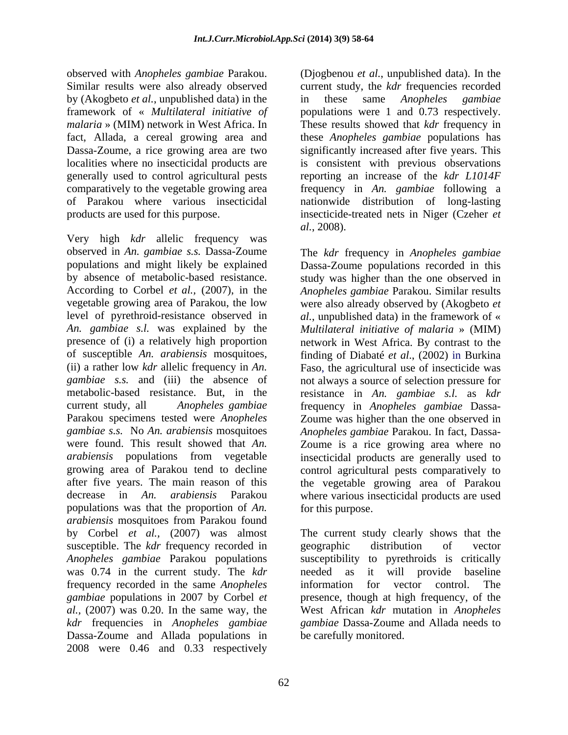observed with *Anopheles gambiae* Parakou. Similar results were also already observed by (Akogbeto *et al.*, unpublished data) in the framework of « *Multilateral initiative of malaria* » (MIM) network in West Africa. In fact, Allada, a cereal growing area and Dassa-Zoume, a rice growing area are two localities where no insecticidal products are generally used to control agricultural pests comparatively to the vegetable growing area of Parakou where various insecticidal products are used for this purpose.

Very high *kdr* allelic frequency was observed in *An. gambiae s.s.* Dassa-Zoume populations and might likely be explained by absence of metabolic-based resistance. According to Corbel *et al.,* (2007), in the vegetable growing area of Parakou, the low level of pyrethroid-resistance observed in *An. gambiae s.l.* was explained by the presence of (i) a relatively high proportion of susceptible *An. arabiensis* mosquitoes, (ii) a rather low *kdr* allelic frequency in *An. gambiae s.s.* and (iii) the absence of metabolic-based resistance. But, in the current study, all *Anopheles gambiae* Parakou specimens tested were *Anopheles gambiae s.s.* No *An. arabiensis* mosquitoes were found. This result showed that *An. arabiensis* populations from vegetable growing area of Parakou tend to decline after five years. The main reason of this decrease in *An. arabiensis* Parakou populations was that the proportion of *An. arabiensis* mosquitoes from Parakou found by Corbel *et al.,* (2007) was almost susceptible. The *kdr* frequency recorded in *Anopheles gambiae* Parakou populations was 0.74 in the current study. The *kdr* frequency recorded in the same *Anopheles gambiae* populations in 2007 by Corbel *et al.,* (2007) was 0.20. In the same way, the *kdr* frequencies in *Anopheles gambiae* Dassa-Zoume and Allada populations in 2008 were 0.46 and 0.33 respectively (Djogbenou *et al.*, unpublished data). In the current study, the *kdr* frequencies recorded in these same *Anopheles gambiae* populations were 1 and 0.73 respectively. These results showed that *kdr* frequency in these *Anopheles gambiae* populations has significantly increased after five years. This is consistent with previous observations reporting an increase of the *kdr L1014F* frequency in *An. gambiae* following a nationwide distribution of long-lasting insecticide-treated nets in Niger (Czeher *et al.*, 2008).

The *kdr* frequency in *Anopheles gambiae* Dassa-Zoume populations recorded in this study was higher than the one observed in *Anopheles gambiae* Parakou. Similar results were also already observed by (Akogbeto *et al.*, unpublished data) in the framework of « *Multilateral initiative of malaria* » (MIM) network in West Africa. By contrast to the finding of Diabaté *et al*., (2002) in Burkina Faso, the agricultural use of insecticide was not always a source of selection pressure for resistance in *An. gambiae s.l.* as *kdr* frequency in *Anopheles gambiae* Dassa-Zoume was higher than the one observed in *Anopheles gambiae* Parakou. In fact, Dassa-Zoume is a rice growing area where no insecticidal products are generally used to control agricultural pests comparatively to the vegetable growing area of Parakou where various insecticidal products are used for this purpose.

The current study clearly shows that the geographic distribution of vector susceptibility to pyrethroids is critically needed as it will provide baseline information for vector control. The presence, though at high frequency, of the West African *kdr* mutation in *Anopheles gambiae* Dassa-Zoume and Allada needs to be carefully monitored.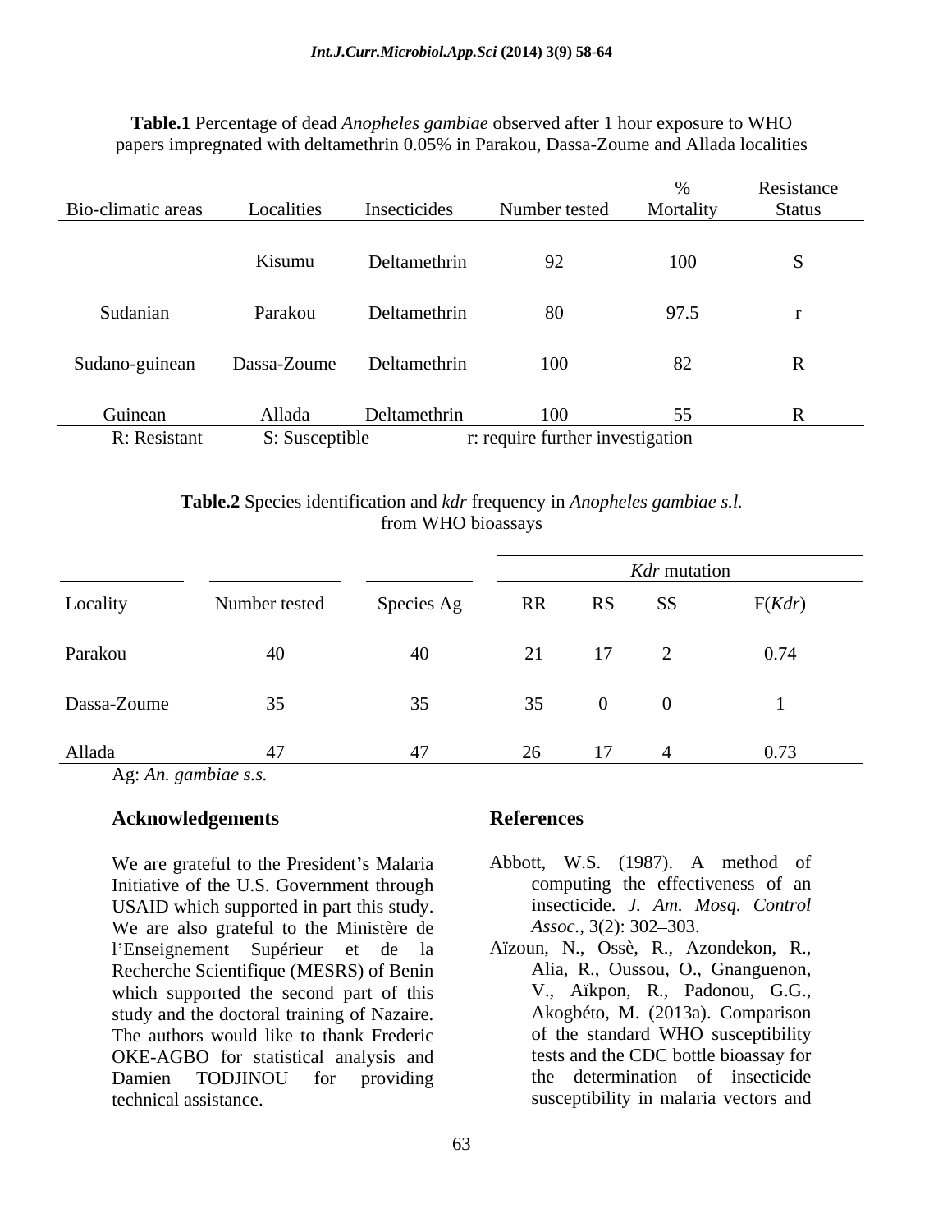**Table.1** Percentage of dead *Anopheles gambiae* observed after 1 hour exposure to WHO papers impregnated with deltamethrin 0.05% in Parakou, Dassa-Zoume and Allada localities

| Bio-climatic areas | Localities | Insecticides | Number tested | % Mortality | Resistance Status |
|---|---|---|---|---|---|
| | Kisumu | Deltamethrin | 92 | 100 | S |
| Sudanian | Parakou | Deltamethrin | 80 | 97.5 | r |
| Sudano-guinean | Dassa-Zoume | Deltamethrin | 100 | 82 | R |
| Guinean | Allada | Deltamethrin | 100 | 55 | R |

R: Resistant S: Susceptible r: require further investigation

**Table.2** Species identification and *kdr* frequency in *Anopheles gambiae s.l.* from WHO bioassays

| | | | *Kdr* mutation | | | |
|---|---|---|---|---|---|---|
| Locality | Number tested | Species Ag | RR | RS | SS | F(*Kdr*) |
| Parakou | 40 | 40 | 21 | 17 | 2 | 0.74 |
| Dassa-Zoume | 35 | 35 | 35 | 0 | 0 | 1 |
| Allada | 47 | 47 | 26 | 17 | 4 | 0.73 |

Ag: *An. gambiae s.s.*

## Acknowledgements

We are grateful to the President's Malaria Initiative of the U.S. Government through USAID which supported in part this study. We are also grateful to the Ministère de l'Enseignement Supérieur et de la Recherche Scientifique (MESRS) of Benin which supported the second part of this study and the doctoral training of Nazaire. The authors would like to thank Frederic OKE-AGBO for statistical analysis and Damien TODJINOU for providing technical assistance.

## References

Abbott, W.S. (1987). A method of computing the effectiveness of an insecticide. *J. Am. Mosq. Control Assoc.*, 3(2): 302–303.

Aïzoun, N., Ossè, R., Azondekon, R., Alia, R., Oussou, O., Gnanguenon, V., Aïkpon, R., Padonou, G.G., Akogbéto, M. (2013a). Comparison of the standard WHO susceptibility tests and the CDC bottle bioassay for the determination of insecticide susceptibility in malaria vectors and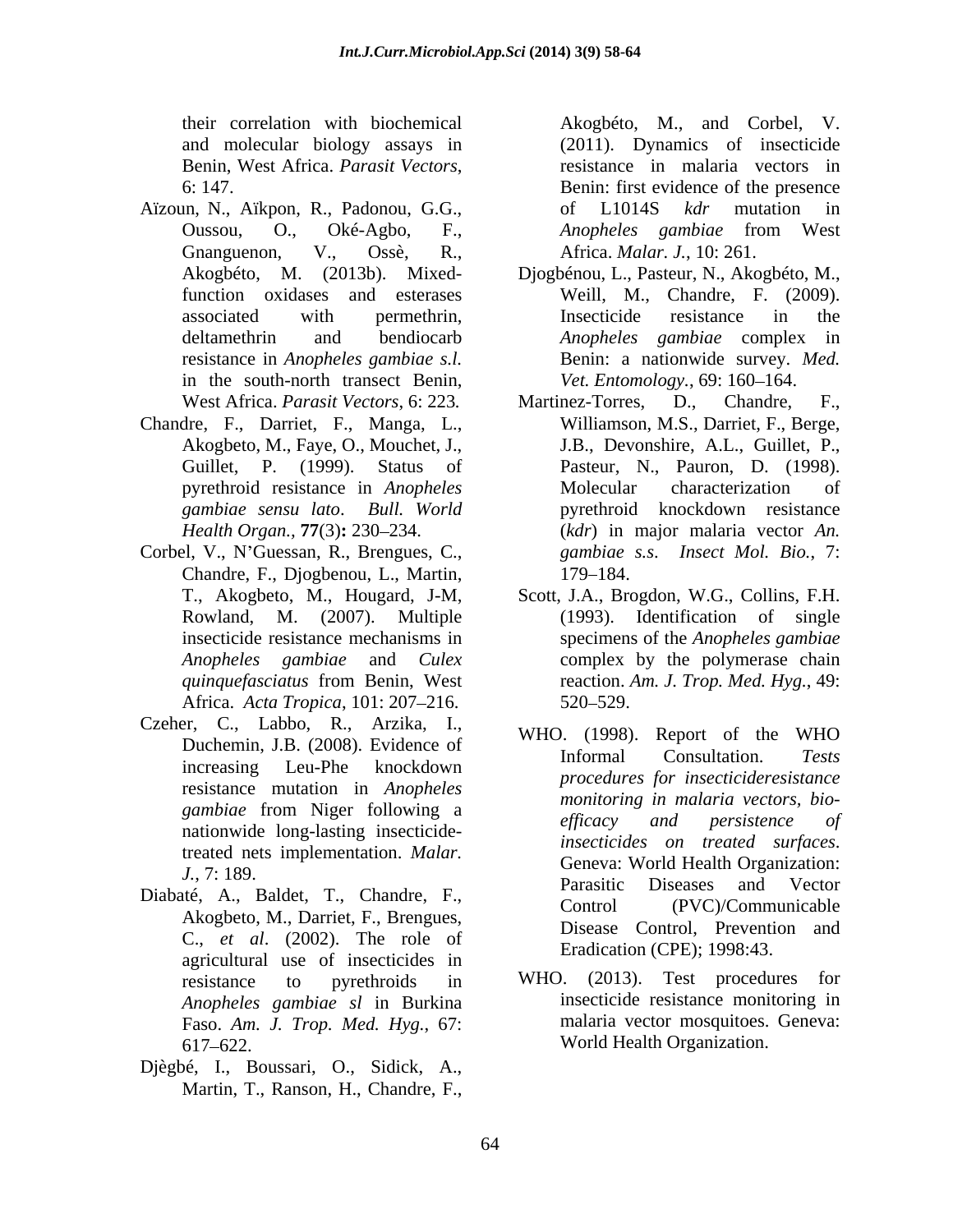their correlation with biochemical and molecular biology assays in Benin, West Africa. *Parasit Vectors*, 6: 147.

Aïzoun, N., Aïkpon, R., Padonou, G.G., Oussou, O., Oké-Agbo, F., Gnanguenon, V., Ossè, R., Akogbéto, M. (2013b). Mixed-function oxidases and esterases associated with permethrin, deltamethrin and bendiocarb resistance in *Anopheles gambiae s.l.* in the south-north transect Benin, West Africa. *Parasit Vectors*, 6: 223*.*

Chandre, F., Darriet, F., Manga, L., Akogbeto, M., Faye, O., Mouchet, J., Guillet, P. (1999). Status of pyrethroid resistance in *Anopheles gambiae sensu lato*. *Bull. World Health Organ.*, **77**(3)**:** 230–234.

Corbel, V., N'Guessan, R., Brengues, C., Chandre, F., Djogbenou, L., Martin, T., Akogbeto, M., Hougard, J-M, Rowland, M. (2007). Multiple insecticide resistance mechanisms in *Anopheles gambiae* and *Culex quinquefasciatus* from Benin, West Africa. *Acta Tropica*, 101: 207–216.

Czeher, C., Labbo, R., Arzika, I., Duchemin, J.B. (2008). Evidence of increasing Leu-Phe knockdown resistance mutation in *Anopheles gambiae* from Niger following a nationwide long-lasting insecticide-treated nets implementation. *Malar. J.*, 7: 189.

Diabaté, A., Baldet, T., Chandre, F., Akogbeto, M., Darriet, F., Brengues, C., *et al*. (2002). The role of agricultural use of insecticides in resistance to pyrethroids in *Anopheles gambiae sl* in Burkina Faso. *Am. J. Trop. Med. Hyg.*, 67: 617–622.

Djègbé, I., Boussari, O., Sidick, A., Martin, T., Ranson, H., Chandre, F., Akogbéto, M., and Corbel, V. (2011). Dynamics of insecticide resistance in malaria vectors in Benin: first evidence of the presence of L1014S *kdr* mutation in *Anopheles gambiae* from West Africa. *Malar. J.*, 10: 261.

Djogbénou, L., Pasteur, N., Akogbéto, M., Weill, M., Chandre, F. (2009). Insecticide resistance in the *Anopheles gambiae* complex in Benin: a nationwide survey. *Med. Vet. Entomology.*, 69: 160–164.

Martinez-Torres, D., Chandre, F., Williamson, M.S., Darriet, F., Berge, J.B., Devonshire, A.L., Guillet, P., Pasteur, N., Pauron, D. (1998). Molecular characterization of pyrethroid knockdown resistance (*kdr*) in major malaria vector *An. gambiae s.s*. *Insect Mol. Bio.*, 7: 179–184.

Scott, J.A., Brogdon, W.G., Collins, F.H. (1993). Identification of single specimens of the *Anopheles gambiae* complex by the polymerase chain reaction. *Am. J. Trop. Med. Hyg.*, 49: 520–529.

WHO. (1998). Report of the WHO Informal Consultation. *Tests procedures for insecticideresistance monitoring in malaria vectors, bio-efficacy and persistence of insecticides on treated surfaces*. Geneva: World Health Organization: Parasitic Diseases and Vector Control (PVC)/Communicable Disease Control, Prevention and Eradication (CPE); 1998:43.

WHO. (2013). Test procedures for insecticide resistance monitoring in malaria vector mosquitoes. Geneva: World Health Organization.